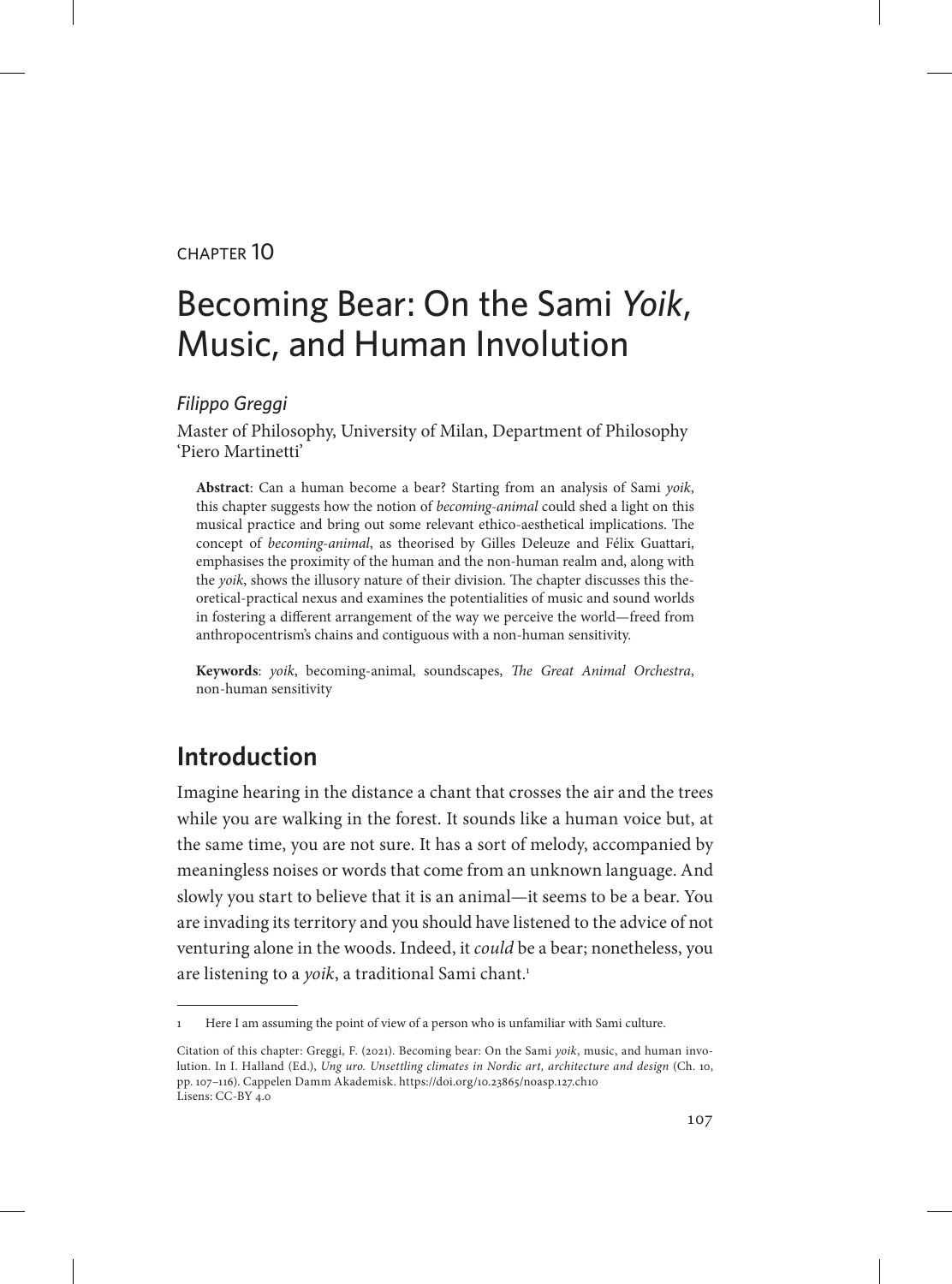CHAPTER 10

# Becoming Bear: On the Sami *Yoik*, Music, and Human Involution

*Filippo Greggi*

Master of Philosophy, University of Milan, Department of Philosophy 'Piero Martinetti'

**Abstract**: Can a human become a bear? Starting from an analysis of Sami *yoik*, this chapter suggests how the notion of *becoming-animal* could shed a light on this musical practice and bring out some relevant ethico-aesthetical implications. The concept of *becoming-animal*, as theorised by Gilles Deleuze and Félix Guattari, emphasises the proximity of the human and the non-human realm and, along with the *yoik*, shows the illusory nature of their division. The chapter discusses this theoretical-practical nexus and examines the potentialities of music and sound worlds in fostering a different arrangement of the way we perceive the world—freed from anthropocentrism's chains and contiguous with a non-human sensitivity.

**Keywords**: *yoik*, becoming-animal, soundscapes, *The Great Animal Orchestra*, non-human sensitivity

## Introduction

Imagine hearing in the distance a chant that crosses the air and the trees while you are walking in the forest. It sounds like a human voice but, at the same time, you are not sure. It has a sort of melody, accompanied by meaningless noises or words that come from an unknown language. And slowly you start to believe that it is an animal—it seems to be a bear. You are invading its territory and you should have listened to the advice of not venturing alone in the woods. Indeed, it *could* be a bear; nonetheless, you are listening to a *yoik*, a traditional Sami chant.[1]

[1] Here I am assuming the point of view of a person who is unfamiliar with Sami culture.

Citation of this chapter: Greggi, F. (2021). Becoming bear: On the Sami *yoik*, music, and human involution. In I. Halland (Ed.), *Ung uro. Unsettling climates in Nordic art, architecture and design* (Ch. 10, pp. 107–116). Cappelen Damm Akademisk. https://doi.org/10.23865/noasp.127.ch10
Lisens: CC-BY 4.0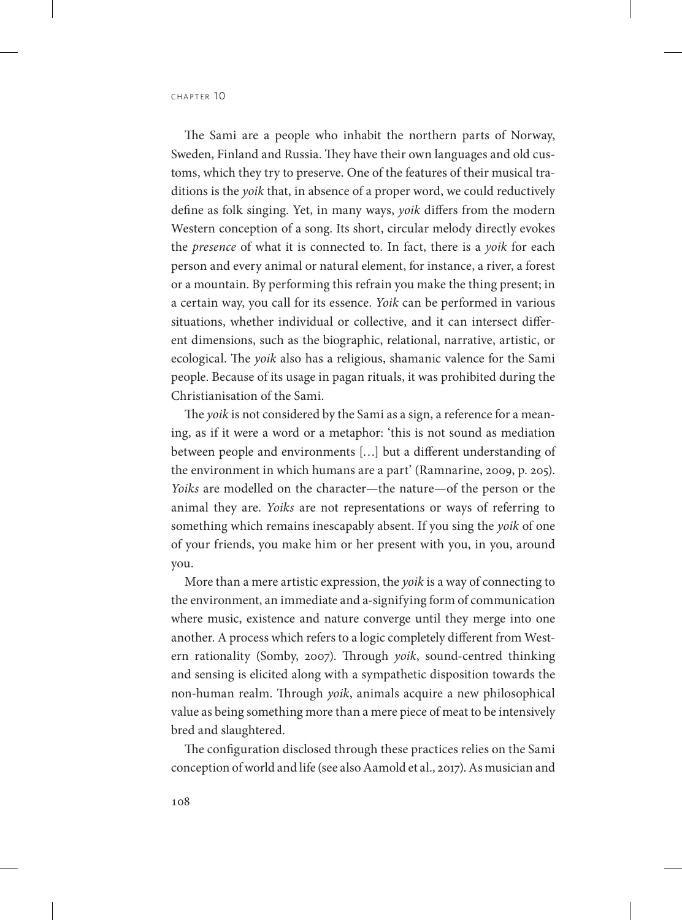The Sami are a people who inhabit the northern parts of Norway, Sweden, Finland and Russia. They have their own languages and old customs, which they try to preserve. One of the features of their musical traditions is the *yoik* that, in absence of a proper word, we could reductively define as folk singing. Yet, in many ways, *yoik* differs from the modern Western conception of a song. Its short, circular melody directly evokes the *presence* of what it is connected to. In fact, there is a *yoik* for each person and every animal or natural element, for instance, a river, a forest or a mountain. By performing this refrain you make the thing present; in a certain way, you call for its essence. *Yoik* can be performed in various situations, whether individual or collective, and it can intersect different dimensions, such as the biographic, relational, narrative, artistic, or ecological. The *yoik* also has a religious, shamanic valence for the Sami people. Because of its usage in pagan rituals, it was prohibited during the Christianisation of the Sami.

The *yoik* is not considered by the Sami as a sign, a reference for a meaning, as if it were a word or a metaphor: 'this is not sound as mediation between people and environments […] but a different understanding of the environment in which humans are a part' (Ramnarine, 2009, p. 205). *Yoiks* are modelled on the character—the nature—of the person or the animal they are. *Yoiks* are not representations or ways of referring to something which remains inescapably absent. If you sing the *yoik* of one of your friends, you make him or her present with you, in you, around you.

More than a mere artistic expression, the *yoik* is a way of connecting to the environment, an immediate and a-signifying form of communication where music, existence and nature converge until they merge into one another. A process which refers to a logic completely different from Western rationality (Somby, 2007). Through *yoik*, sound-centred thinking and sensing is elicited along with a sympathetic disposition towards the non-human realm. Through *yoik*, animals acquire a new philosophical value as being something more than a mere piece of meat to be intensively bred and slaughtered.

The configuration disclosed through these practices relies on the Sami conception of world and life (see also Aamold et al., 2017). As musician and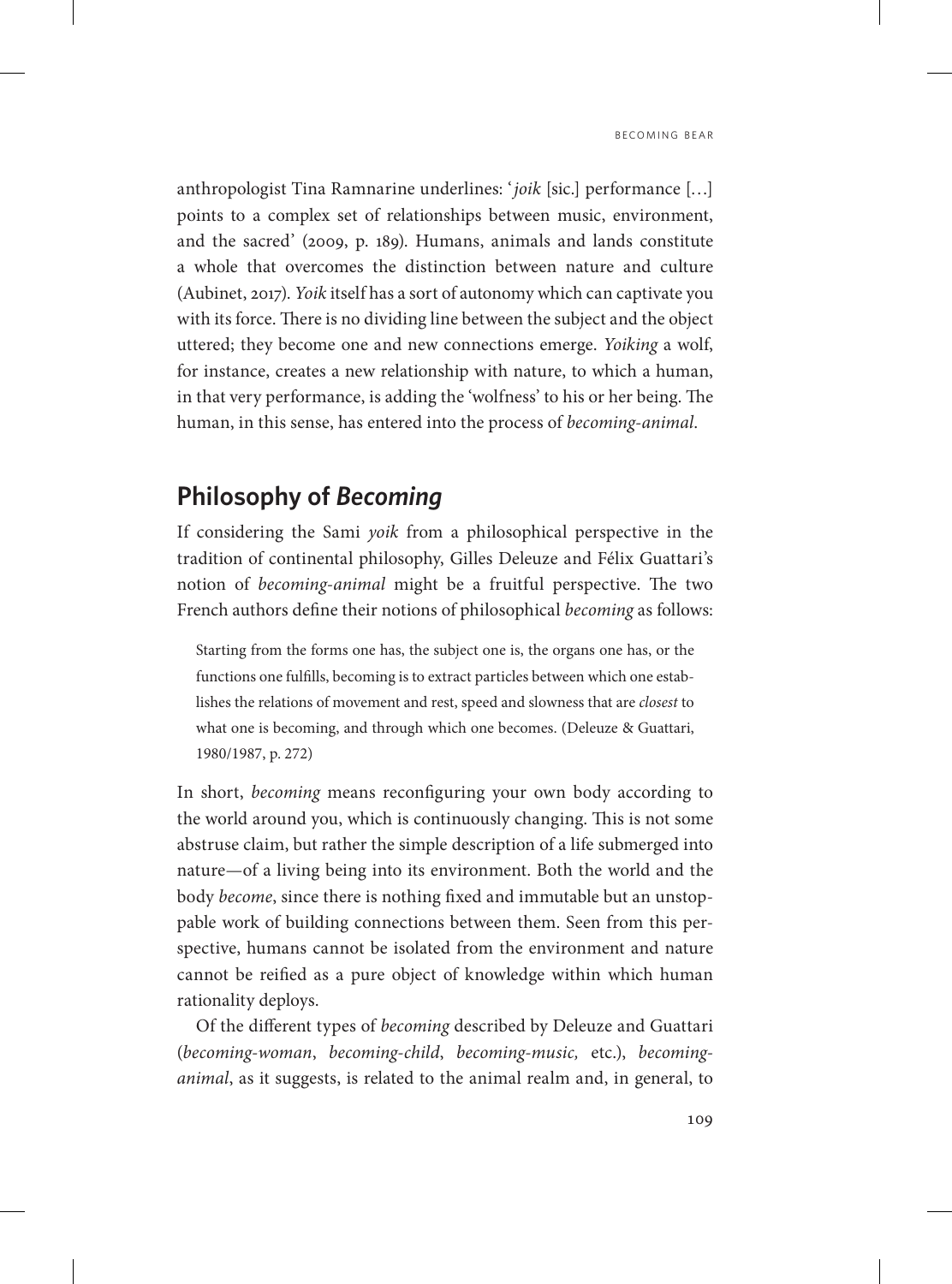anthropologist Tina Ramnarine underlines: '*joik* [sic.] performance [...] points to a complex set of relationships between music, environment, and the sacred' (2009, p. 189). Humans, animals and lands constitute a whole that overcomes the distinction between nature and culture (Aubinet, 2017). *Yoik* itself has a sort of autonomy which can captivate you with its force. There is no dividing line between the subject and the object uttered; they become one and new connections emerge. *Yoiking* a wolf, for instance, creates a new relationship with nature, to which a human, in that very performance, is adding the 'wolfness' to his or her being. The human, in this sense, has entered into the process of *becoming-animal*.

## Philosophy of *Becoming*

If considering the Sami *yoik* from a philosophical perspective in the tradition of continental philosophy, Gilles Deleuze and Félix Guattari's notion of *becoming-animal* might be a fruitful perspective. The two French authors define their notions of philosophical *becoming* as follows:

> Starting from the forms one has, the subject one is, the organs one has, or the functions one fulfills, becoming is to extract particles between which one establishes the relations of movement and rest, speed and slowness that are *closest* to what one is becoming, and through which one becomes. (Deleuze & Guattari, 1980/1987, p. 272)

In short, *becoming* means reconfiguring your own body according to the world around you, which is continuously changing. This is not some abstruse claim, but rather the simple description of a life submerged into nature—of a living being into its environment. Both the world and the body *become*, since there is nothing fixed and immutable but an unstoppable work of building connections between them. Seen from this perspective, humans cannot be isolated from the environment and nature cannot be reified as a pure object of knowledge within which human rationality deploys.

Of the different types of *becoming* described by Deleuze and Guattari (*becoming-woman*, *becoming-child*, *becoming-music,* etc.), *becoming-animal*, as it suggests, is related to the animal realm and, in general, to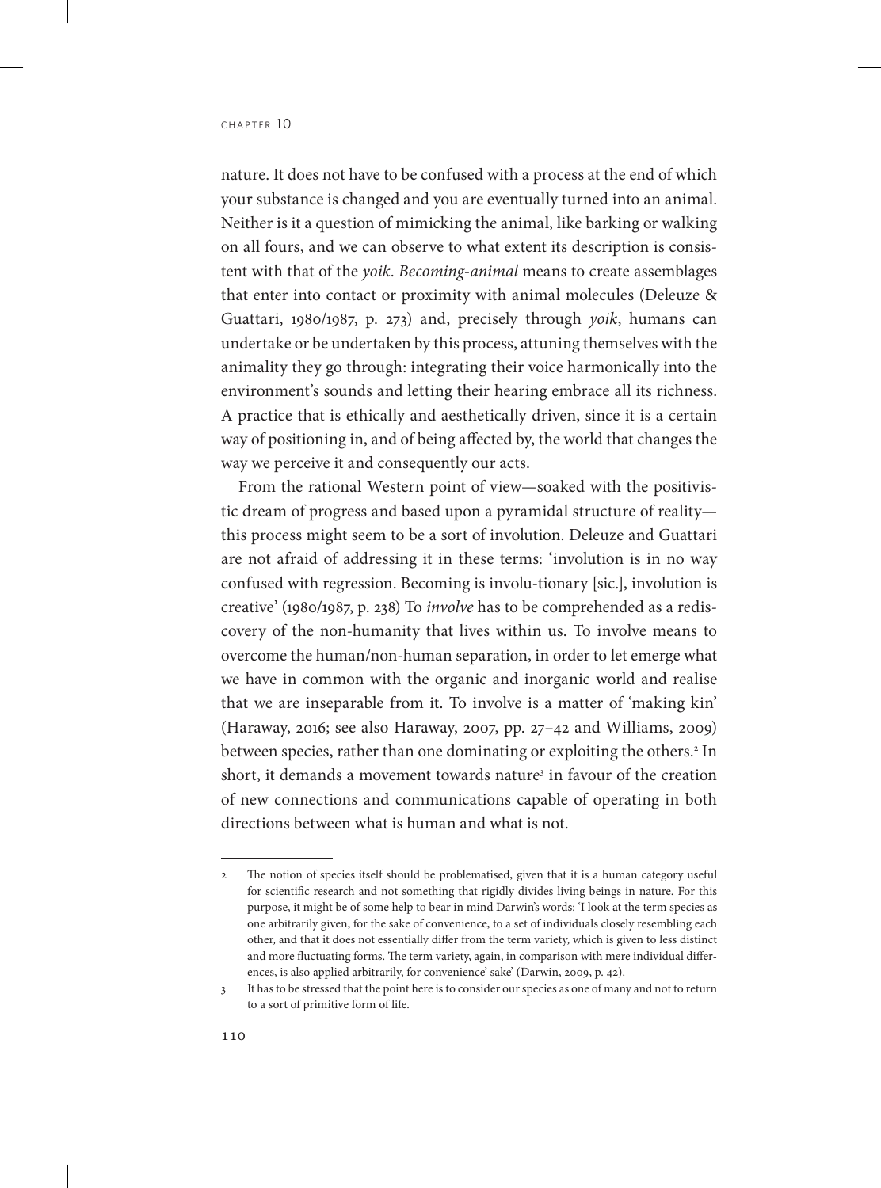nature. It does not have to be confused with a process at the end of which your substance is changed and you are eventually turned into an animal. Neither is it a question of mimicking the animal, like barking or walking on all fours, and we can observe to what extent its description is consistent with that of the *yoik*. *Becoming-animal* means to create assemblages that enter into contact or proximity with animal molecules (Deleuze & Guattari, 1980/1987, p. 273) and, precisely through *yoik*, humans can undertake or be undertaken by this process, attuning themselves with the animality they go through: integrating their voice harmonically into the environment's sounds and letting their hearing embrace all its richness. A practice that is ethically and aesthetically driven, since it is a certain way of positioning in, and of being affected by, the world that changes the way we perceive it and consequently our acts.

From the rational Western point of view—soaked with the positivistic dream of progress and based upon a pyramidal structure of reality—this process might seem to be a sort of involution. Deleuze and Guattari are not afraid of addressing it in these terms: 'involution is in no way confused with regression. Becoming is involu-tionary [sic.], involution is creative' (1980/1987, p. 238) To *involve* has to be comprehended as a rediscovery of the non-humanity that lives within us. To involve means to overcome the human/non-human separation, in order to let emerge what we have in common with the organic and inorganic world and realise that we are inseparable from it. To involve is a matter of 'making kin' (Haraway, 2016; see also Haraway, 2007, pp. 27–42 and Williams, 2009) between species, rather than one dominating or exploiting the others.[2] In short, it demands a movement towards nature[3] in favour of the creation of new connections and communications capable of operating in both directions between what is human and what is not.

---

2 The notion of species itself should be problematised, given that it is a human category useful for scientific research and not something that rigidly divides living beings in nature. For this purpose, it might be of some help to bear in mind Darwin's words: 'I look at the term species as one arbitrarily given, for the sake of convenience, to a set of individuals closely resembling each other, and that it does not essentially differ from the term variety, which is given to less distinct and more fluctuating forms. The term variety, again, in comparison with mere individual differences, is also applied arbitrarily, for convenience' sake' (Darwin, 2009, p. 42).

3 It has to be stressed that the point here is to consider our species as one of many and not to return to a sort of primitive form of life.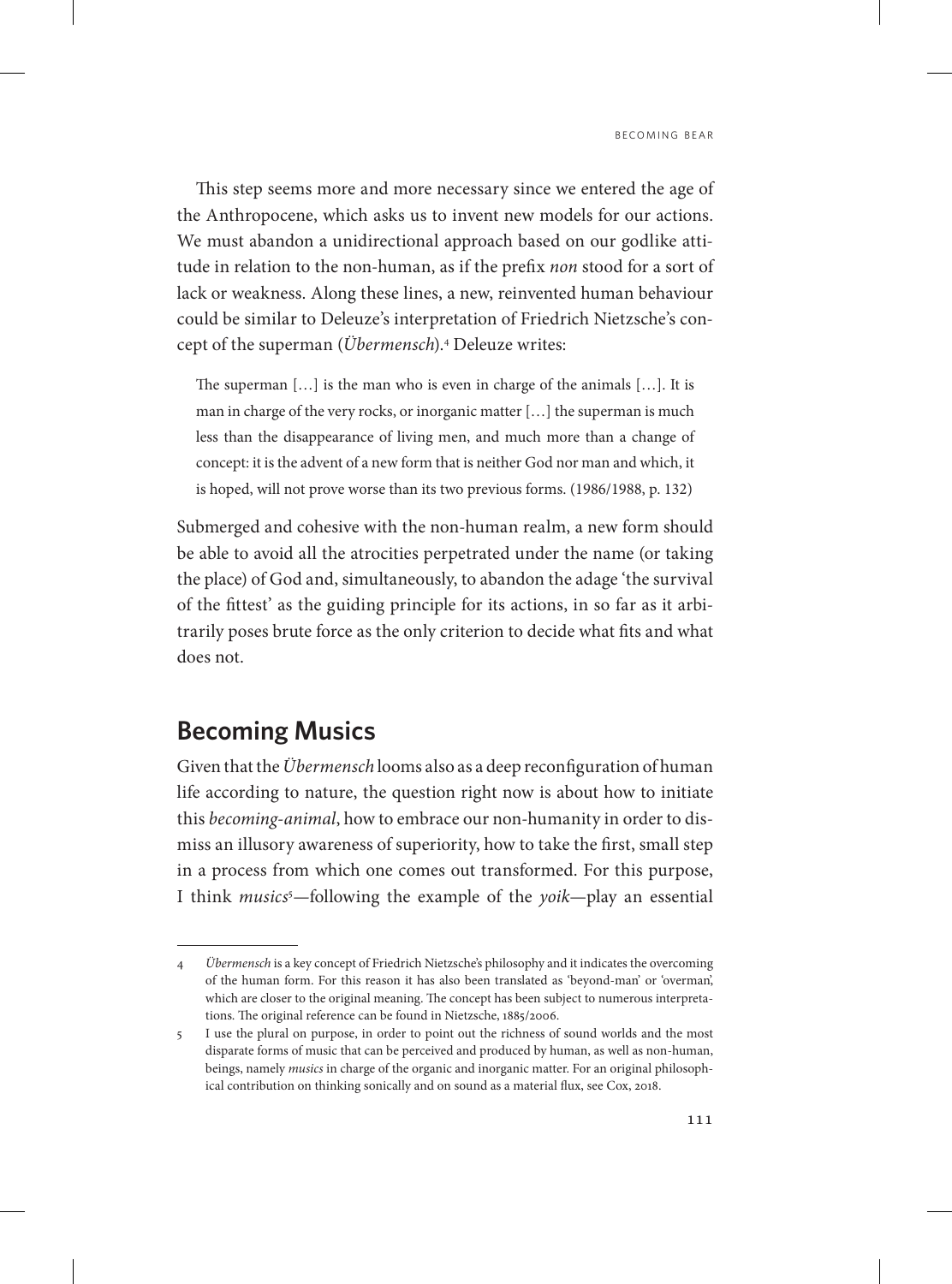This step seems more and more necessary since we entered the age of the Anthropocene, which asks us to invent new models for our actions. We must abandon a unidirectional approach based on our godlike attitude in relation to the non-human, as if the prefix *non* stood for a sort of lack or weakness. Along these lines, a new, reinvented human behaviour could be similar to Deleuze's interpretation of Friedrich Nietzsche's concept of the superman (*Übermensch*).[4] Deleuze writes:

> The superman […] is the man who is even in charge of the animals […]. It is man in charge of the very rocks, or inorganic matter […] the superman is much less than the disappearance of living men, and much more than a change of concept: it is the advent of a new form that is neither God nor man and which, it is hoped, will not prove worse than its two previous forms. (1986/1988, p. 132)

Submerged and cohesive with the non-human realm, a new form should be able to avoid all the atrocities perpetrated under the name (or taking the place) of God and, simultaneously, to abandon the adage 'the survival of the fittest' as the guiding principle for its actions, in so far as it arbitrarily poses brute force as the only criterion to decide what fits and what does not.

## Becoming Musics

Given that the *Übermensch* looms also as a deep reconfiguration of human life according to nature, the question right now is about how to initiate this *becoming-animal*, how to embrace our non-humanity in order to dismiss an illusory awareness of superiority, how to take the first, small step in a process from which one comes out transformed. For this purpose, I think *musics*[5]—following the example of the *yoik*—play an essential

---

4 *Übermensch* is a key concept of Friedrich Nietzsche's philosophy and it indicates the overcoming of the human form. For this reason it has also been translated as 'beyond-man' or 'overman', which are closer to the original meaning. The concept has been subject to numerous interpretations. The original reference can be found in Nietzsche, 1885/2006.

5 I use the plural on purpose, in order to point out the richness of sound worlds and the most disparate forms of music that can be perceived and produced by human, as well as non-human, beings, namely *musics* in charge of the organic and inorganic matter. For an original philosophical contribution on thinking sonically and on sound as a material flux, see Cox, 2018.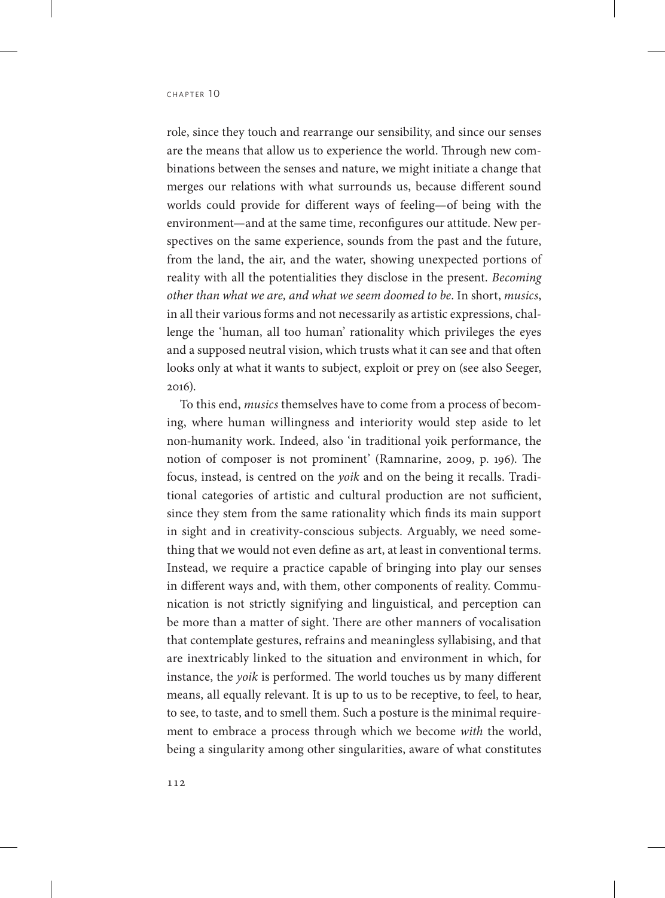role, since they touch and rearrange our sensibility, and since our senses are the means that allow us to experience the world. Through new combinations between the senses and nature, we might initiate a change that merges our relations with what surrounds us, because different sound worlds could provide for different ways of feeling—of being with the environment—and at the same time, reconfigures our attitude. New perspectives on the same experience, sounds from the past and the future, from the land, the air, and the water, showing unexpected portions of reality with all the potentialities they disclose in the present. *Becoming other than what we are, and what we seem doomed to be*. In short, *musics*, in all their various forms and not necessarily as artistic expressions, challenge the 'human, all too human' rationality which privileges the eyes and a supposed neutral vision, which trusts what it can see and that often looks only at what it wants to subject, exploit or prey on (see also Seeger, 2016).

To this end, *musics* themselves have to come from a process of becoming, where human willingness and interiority would step aside to let non-humanity work. Indeed, also 'in traditional yoik performance, the notion of composer is not prominent' (Ramnarine, 2009, p. 196). The focus, instead, is centred on the *yoik* and on the being it recalls. Traditional categories of artistic and cultural production are not sufficient, since they stem from the same rationality which finds its main support in sight and in creativity-conscious subjects. Arguably, we need something that we would not even define as art, at least in conventional terms. Instead, we require a practice capable of bringing into play our senses in different ways and, with them, other components of reality. Communication is not strictly signifying and linguistical, and perception can be more than a matter of sight. There are other manners of vocalisation that contemplate gestures, refrains and meaningless syllabising, and that are inextricably linked to the situation and environment in which, for instance, the *yoik* is performed. The world touches us by many different means, all equally relevant. It is up to us to be receptive, to feel, to hear, to see, to taste, and to smell them. Such a posture is the minimal requirement to embrace a process through which we become *with* the world, being a singularity among other singularities, aware of what constitutes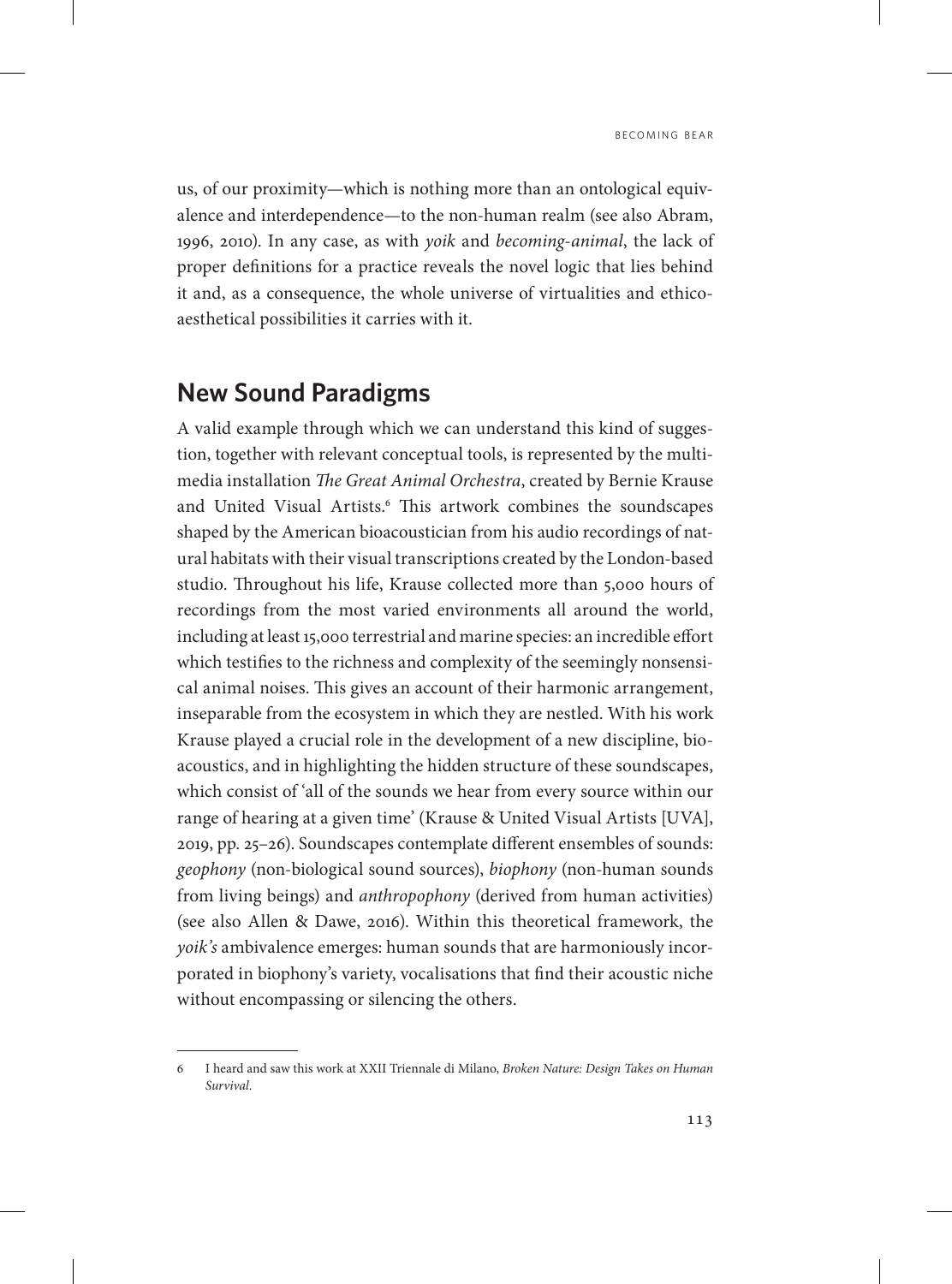us, of our proximity—which is nothing more than an ontological equivalence and interdependence—to the non-human realm (see also Abram, 1996, 2010). In any case, as with *yoik* and *becoming-animal*, the lack of proper definitions for a practice reveals the novel logic that lies behind it and, as a consequence, the whole universe of virtualities and ethico-aesthetical possibilities it carries with it.

## New Sound Paradigms

A valid example through which we can understand this kind of suggestion, together with relevant conceptual tools, is represented by the multimedia installation *The Great Animal Orchestra*, created by Bernie Krause and United Visual Artists.[6] This artwork combines the soundscapes shaped by the American bioacoustician from his audio recordings of natural habitats with their visual transcriptions created by the London-based studio. Throughout his life, Krause collected more than 5,000 hours of recordings from the most varied environments all around the world, including at least 15,000 terrestrial and marine species: an incredible effort which testifies to the richness and complexity of the seemingly nonsensical animal noises. This gives an account of their harmonic arrangement, inseparable from the ecosystem in which they are nestled. With his work Krause played a crucial role in the development of a new discipline, bioacoustics, and in highlighting the hidden structure of these soundscapes, which consist of 'all of the sounds we hear from every source within our range of hearing at a given time' (Krause & United Visual Artists [UVA], 2019, pp. 25–26). Soundscapes contemplate different ensembles of sounds: *geophony* (non-biological sound sources), *biophony* (non-human sounds from living beings) and *anthropophony* (derived from human activities) (see also Allen & Dawe, 2016). Within this theoretical framework, the *yoik's* ambivalence emerges: human sounds that are harmoniously incorporated in biophony's variety, vocalisations that find their acoustic niche without encompassing or silencing the others.

6 I heard and saw this work at XXII Triennale di Milano, *Broken Nature: Design Takes on Human Survival*.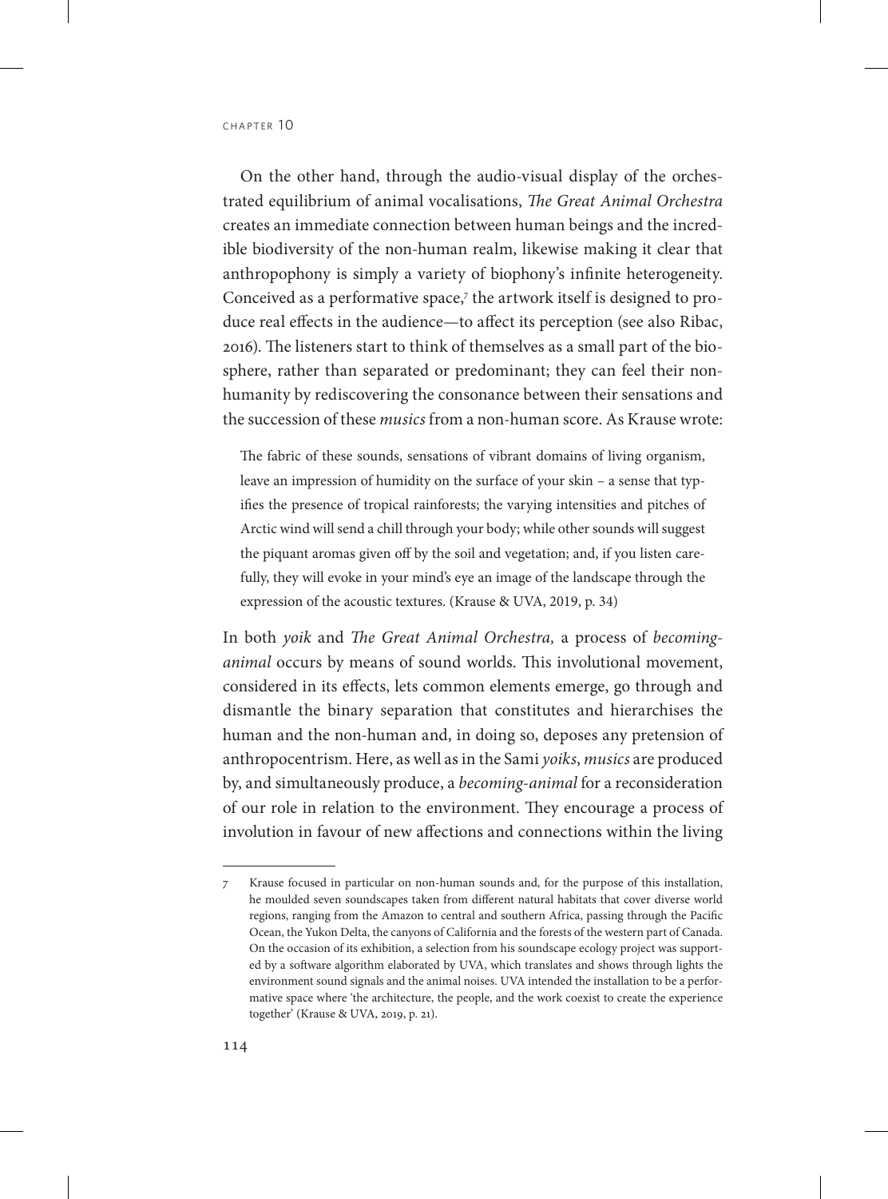On the other hand, through the audio-visual display of the orchestrated equilibrium of animal vocalisations, *The Great Animal Orchestra* creates an immediate connection between human beings and the incredible biodiversity of the non-human realm, likewise making it clear that anthropophony is simply a variety of biophony's infinite heterogeneity. Conceived as a performative space,[7] the artwork itself is designed to produce real effects in the audience—to affect its perception (see also Ribac, 2016). The listeners start to think of themselves as a small part of the biosphere, rather than separated or predominant; they can feel their non-humanity by rediscovering the consonance between their sensations and the succession of these *musics* from a non-human score. As Krause wrote:

> The fabric of these sounds, sensations of vibrant domains of living organism, leave an impression of humidity on the surface of your skin – a sense that typifies the presence of tropical rainforests; the varying intensities and pitches of Arctic wind will send a chill through your body; while other sounds will suggest the piquant aromas given off by the soil and vegetation; and, if you listen carefully, they will evoke in your mind's eye an image of the landscape through the expression of the acoustic textures. (Krause & UVA, 2019, p. 34)

In both *yoik* and *The Great Animal Orchestra,* a process of *becoming-animal* occurs by means of sound worlds. This involutional movement, considered in its effects, lets common elements emerge, go through and dismantle the binary separation that constitutes and hierarchises the human and the non-human and, in doing so, deposes any pretension of anthropocentrism. Here, as well as in the Sami *yoiks*, *musics* are produced by, and simultaneously produce, a *becoming-animal* for a reconsideration of our role in relation to the environment. They encourage a process of involution in favour of new affections and connections within the living

---

7 Krause focused in particular on non-human sounds and, for the purpose of this installation, he moulded seven soundscapes taken from different natural habitats that cover diverse world regions, ranging from the Amazon to central and southern Africa, passing through the Pacific Ocean, the Yukon Delta, the canyons of California and the forests of the western part of Canada. On the occasion of its exhibition, a selection from his soundscape ecology project was supported by a software algorithm elaborated by UVA, which translates and shows through lights the environment sound signals and the animal noises. UVA intended the installation to be a performative space where 'the architecture, the people, and the work coexist to create the experience together' (Krause & UVA, 2019, p. 21).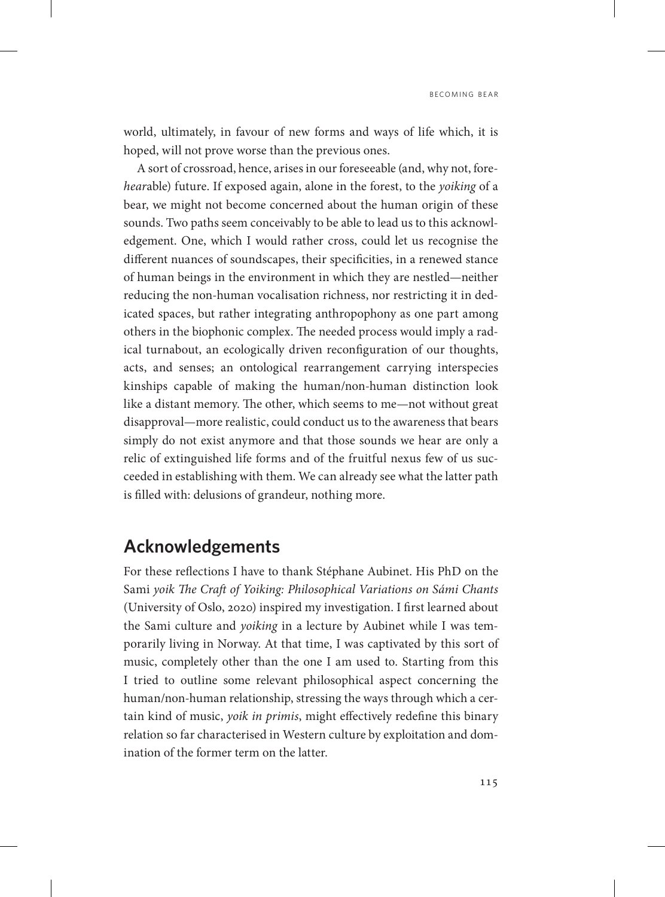world, ultimately, in favour of new forms and ways of life which, it is hoped, will not prove worse than the previous ones.

A sort of crossroad, hence, arises in our foreseeable (and, why not, fore-*hear*able) future. If exposed again, alone in the forest, to the *yoiking* of a bear, we might not become concerned about the human origin of these sounds. Two paths seem conceivably to be able to lead us to this acknowledgement. One, which I would rather cross, could let us recognise the different nuances of soundscapes, their specificities, in a renewed stance of human beings in the environment in which they are nestled—neither reducing the non-human vocalisation richness, nor restricting it in dedicated spaces, but rather integrating anthropophony as one part among others in the biophonic complex. The needed process would imply a radical turnabout, an ecologically driven reconfiguration of our thoughts, acts, and senses; an ontological rearrangement carrying interspecies kinships capable of making the human/non-human distinction look like a distant memory. The other, which seems to me—not without great disapproval—more realistic, could conduct us to the awareness that bears simply do not exist anymore and that those sounds we hear are only a relic of extinguished life forms and of the fruitful nexus few of us succeeded in establishing with them. We can already see what the latter path is filled with: delusions of grandeur, nothing more.

## Acknowledgements

For these reflections I have to thank Stéphane Aubinet. His PhD on the Sami *yoik The Craft of Yoiking: Philosophical Variations on Sámi Chants* (University of Oslo, 2020) inspired my investigation. I first learned about the Sami culture and *yoiking* in a lecture by Aubinet while I was temporarily living in Norway. At that time, I was captivated by this sort of music, completely other than the one I am used to. Starting from this I tried to outline some relevant philosophical aspect concerning the human/non-human relationship, stressing the ways through which a certain kind of music, *yoik in primis*, might effectively redefine this binary relation so far characterised in Western culture by exploitation and domination of the former term on the latter.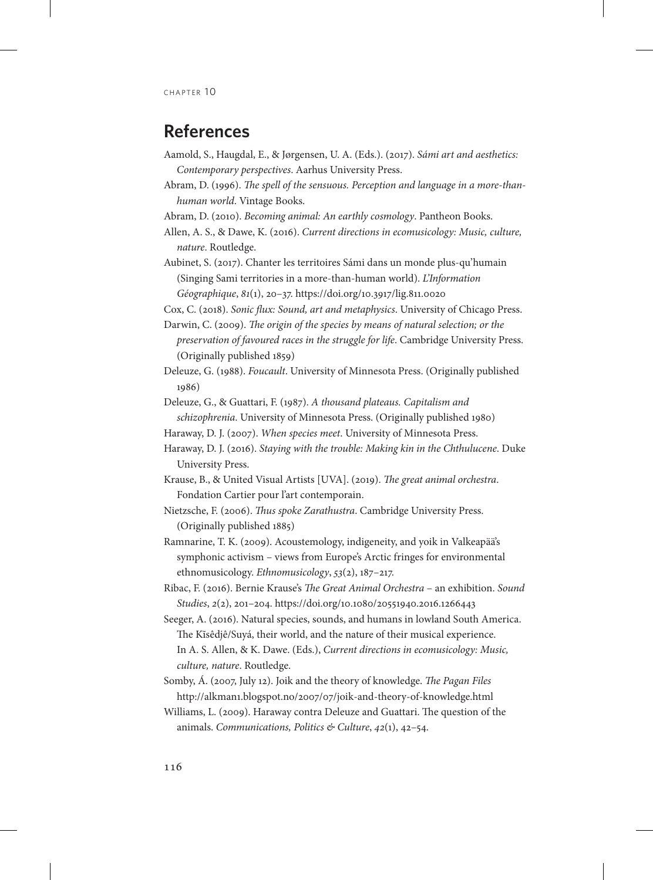## References

Aamold, S., Haugdal, E., & Jørgensen, U. A. (Eds.). (2017). *Sámi art and aesthetics: Contemporary perspectives.* Aarhus University Press.

Abram, D. (1996). *The spell of the sensuous. Perception and language in a more-than-human world*. Vintage Books.

Abram, D. (2010). *Becoming animal: An earthly cosmology*. Pantheon Books.

Allen, A. S., & Dawe, K. (2016). *Current directions in ecomusicology: Music, culture, nature*. Routledge.

Aubinet, S. (2017). Chanter les territoires Sámi dans un monde plus-qu'humain (Singing Sami territories in a more-than-human world). *L'Information Géographique*, *81*(1), 20–37. https://doi.org/10.3917/lig.811.0020

Cox, C. (2018). *Sonic flux: Sound, art and metaphysics*. University of Chicago Press.

Darwin, C. (2009). *The origin of the species by means of natural selection; or the preservation of favoured races in the struggle for life*. Cambridge University Press. (Originally published 1859)

Deleuze, G. (1988). *Foucault*. University of Minnesota Press. (Originally published 1986)

Deleuze, G., & Guattari, F. (1987). *A thousand plateaus. Capitalism and schizophrenia*. University of Minnesota Press. (Originally published 1980)

Haraway, D. J. (2007). *When species meet*. University of Minnesota Press.

Haraway, D. J. (2016). *Staying with the trouble: Making kin in the Chthulucene*. Duke University Press.

Krause, B., & United Visual Artists [UVA]. (2019). *The great animal orchestra*. Fondation Cartier pour l'art contemporain.

Nietzsche, F. (2006). *Thus spoke Zarathustra*. Cambridge University Press. (Originally published 1885)

Ramnarine, T. K. (2009). Acoustemology, indigeneity, and yoik in Valkeapää's symphonic activism – views from Europe's Arctic fringes for environmental ethnomusicology. *Ethnomusicology*, *53*(2), 187–217.

Ribac, F. (2016). Bernie Krause's *The Great Animal Orchestra* – an exhibition. *Sound Studies*, *2*(2), 201–204. https://doi.org/10.1080/20551940.2016.1266443

Seeger, A. (2016). Natural species, sounds, and humans in lowland South America. The Kĩsêdjê/Suyá, their world, and the nature of their musical experience. In A. S. Allen, & K. Dawe. (Eds.), *Current directions in ecomusicology: Music, culture, nature*. Routledge.

Somby, Á. (2007, July 12). Joik and the theory of knowledge. *The Pagan Files* http://alkman1.blogspot.no/2007/07/joik-and-theory-of-knowledge.html

Williams, L. (2009). Haraway contra Deleuze and Guattari. The question of the animals. *Communications, Politics & Culture*, *42*(1), 42–54.